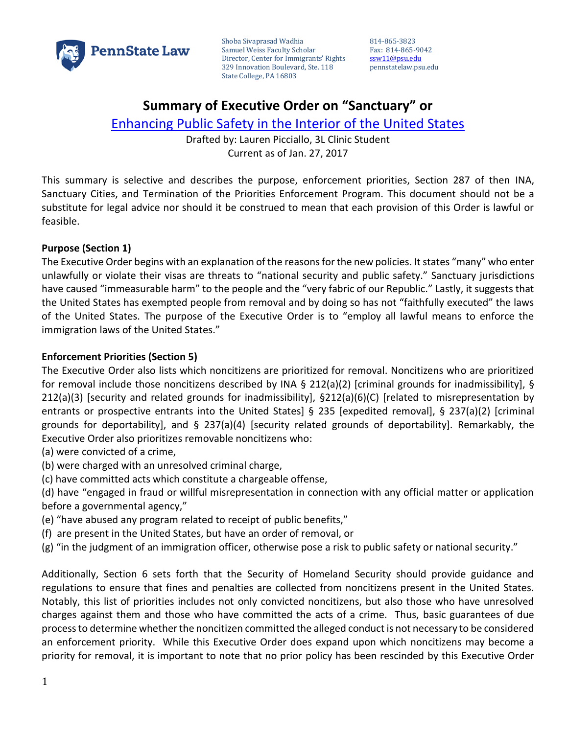PennState Law

Shoba Sivaprasad Wadhia
Samuel Weiss Faculty Scholar
Director, Center for Immigrants' Rights
329 Innovation Boulevard, Ste. 118
State College, PA 16803

814-865-3823
Fax: 814-865-9042
ssw11@psu.edu
pennstatelaw.psu.edu

# Summary of Executive Order on "Sanctuary" or Enhancing Public Safety in the Interior of the United States

Drafted by: Lauren Picciallo, 3L Clinic Student
Current as of Jan. 27, 2017

This summary is selective and describes the purpose, enforcement priorities, Section 287 of then INA, Sanctuary Cities, and Termination of the Priorities Enforcement Program. This document should not be a substitute for legal advice nor should it be construed to mean that each provision of this Order is lawful or feasible.

**Purpose (Section 1)**

The Executive Order begins with an explanation of the reasons for the new policies. It states "many" who enter unlawfully or violate their visas are threats to "national security and public safety." Sanctuary jurisdictions have caused "immeasurable harm" to the people and the "very fabric of our Republic." Lastly, it suggests that the United States has exempted people from removal and by doing so has not "faithfully executed" the laws of the United States. The purpose of the Executive Order is to "employ all lawful means to enforce the immigration laws of the United States."

**Enforcement Priorities (Section 5)**

The Executive Order also lists which noncitizens are prioritized for removal. Noncitizens who are prioritized for removal include those noncitizens described by INA § 212(a)(2) [criminal grounds for inadmissibility], § 212(a)(3) [security and related grounds for inadmissibility], §212(a)(6)(C) [related to misrepresentation by entrants or prospective entrants into the United States] § 235 [expedited removal], § 237(a)(2) [criminal grounds for deportability], and § 237(a)(4) [security related grounds of deportability]. Remarkably, the Executive Order also prioritizes removable noncitizens who:

(a) were convicted of a crime,
(b) were charged with an unresolved criminal charge,
(c) have committed acts which constitute a chargeable offense,
(d) have "engaged in fraud or willful misrepresentation in connection with any official matter or application before a governmental agency,"
(e) "have abused any program related to receipt of public benefits,"
(f) are present in the United States, but have an order of removal, or
(g) "in the judgment of an immigration officer, otherwise pose a risk to public safety or national security."

Additionally, Section 6 sets forth that the Security of Homeland Security should provide guidance and regulations to ensure that fines and penalties are collected from noncitizens present in the United States. Notably, this list of priorities includes not only convicted noncitizens, but also those who have unresolved charges against them and those who have committed the acts of a crime. Thus, basic guarantees of due process to determine whether the noncitizen committed the alleged conduct is not necessary to be considered an enforcement priority. While this Executive Order does expand upon which noncitizens may become a priority for removal, it is important to note that no prior policy has been rescinded by this Executive Order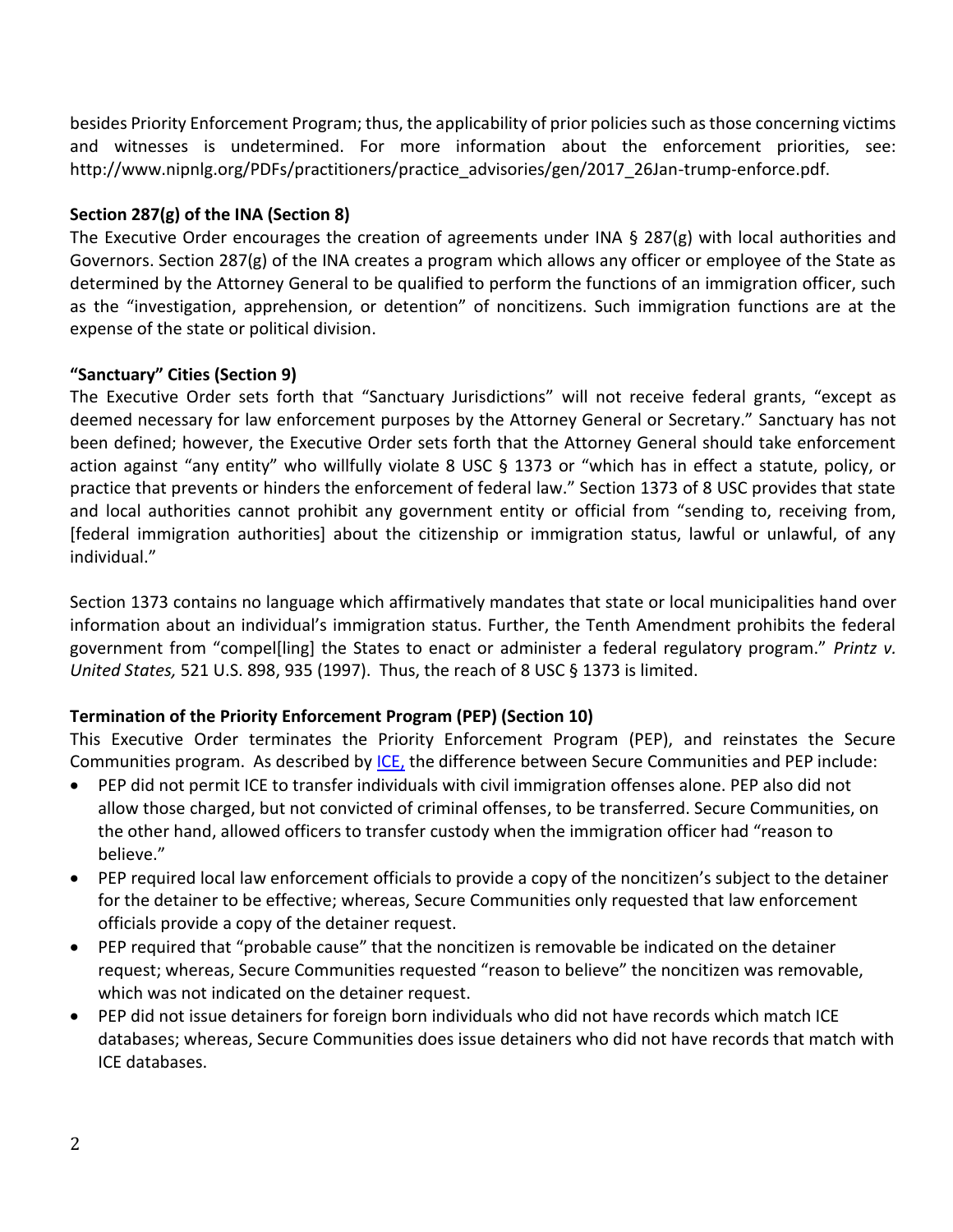besides Priority Enforcement Program; thus, the applicability of prior policies such as those concerning victims and witnesses is undetermined. For more information about the enforcement priorities, see: http://www.nipnlg.org/PDFs/practitioners/practice_advisories/gen/2017_26Jan-trump-enforce.pdf.

**Section 287(g) of the INA (Section 8)**

The Executive Order encourages the creation of agreements under INA § 287(g) with local authorities and Governors. Section 287(g) of the INA creates a program which allows any officer or employee of the State as determined by the Attorney General to be qualified to perform the functions of an immigration officer, such as the "investigation, apprehension, or detention" of noncitizens. Such immigration functions are at the expense of the state or political division.

**"Sanctuary" Cities (Section 9)**

The Executive Order sets forth that "Sanctuary Jurisdictions" will not receive federal grants, "except as deemed necessary for law enforcement purposes by the Attorney General or Secretary." Sanctuary has not been defined; however, the Executive Order sets forth that the Attorney General should take enforcement action against "any entity" who willfully violate 8 USC § 1373 or "which has in effect a statute, policy, or practice that prevents or hinders the enforcement of federal law." Section 1373 of 8 USC provides that state and local authorities cannot prohibit any government entity or official from "sending to, receiving from, [federal immigration authorities] about the citizenship or immigration status, lawful or unlawful, of any individual."

Section 1373 contains no language which affirmatively mandates that state or local municipalities hand over information about an individual's immigration status. Further, the Tenth Amendment prohibits the federal government from "compel[ling] the States to enact or administer a federal regulatory program." *Printz v. United States,* 521 U.S. 898, 935 (1997). Thus, the reach of 8 USC § 1373 is limited.

**Termination of the Priority Enforcement Program (PEP) (Section 10)**

This Executive Order terminates the Priority Enforcement Program (PEP), and reinstates the Secure Communities program. As described by ICE, the difference between Secure Communities and PEP include:

- PEP did not permit ICE to transfer individuals with civil immigration offenses alone. PEP also did not allow those charged, but not convicted of criminal offenses, to be transferred. Secure Communities, on the other hand, allowed officers to transfer custody when the immigration officer had "reason to believe."
- PEP required local law enforcement officials to provide a copy of the noncitizen's subject to the detainer for the detainer to be effective; whereas, Secure Communities only requested that law enforcement officials provide a copy of the detainer request.
- PEP required that "probable cause" that the noncitizen is removable be indicated on the detainer request; whereas, Secure Communities requested "reason to believe" the noncitizen was removable, which was not indicated on the detainer request.
- PEP did not issue detainers for foreign born individuals who did not have records which match ICE databases; whereas, Secure Communities does issue detainers who did not have records that match with ICE databases.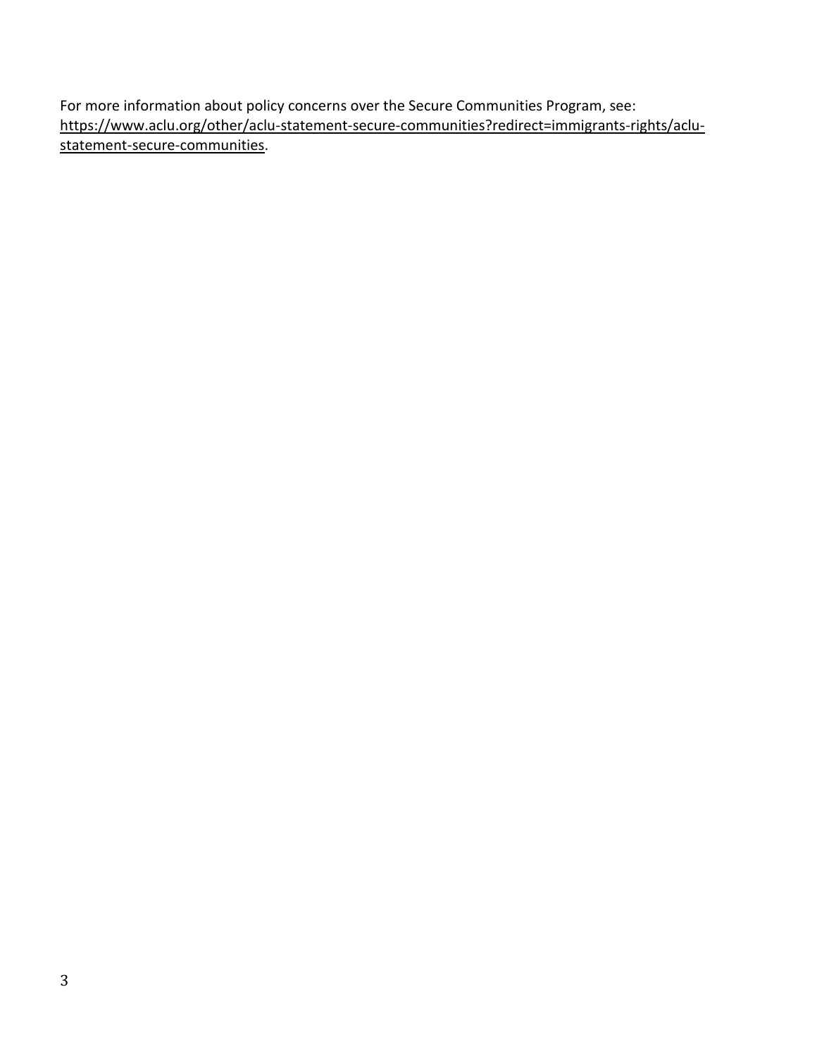For more information about policy concerns over the Secure Communities Program, see: https://www.aclu.org/other/aclu-statement-secure-communities?redirect=immigrants-rights/aclu-statement-secure-communities.